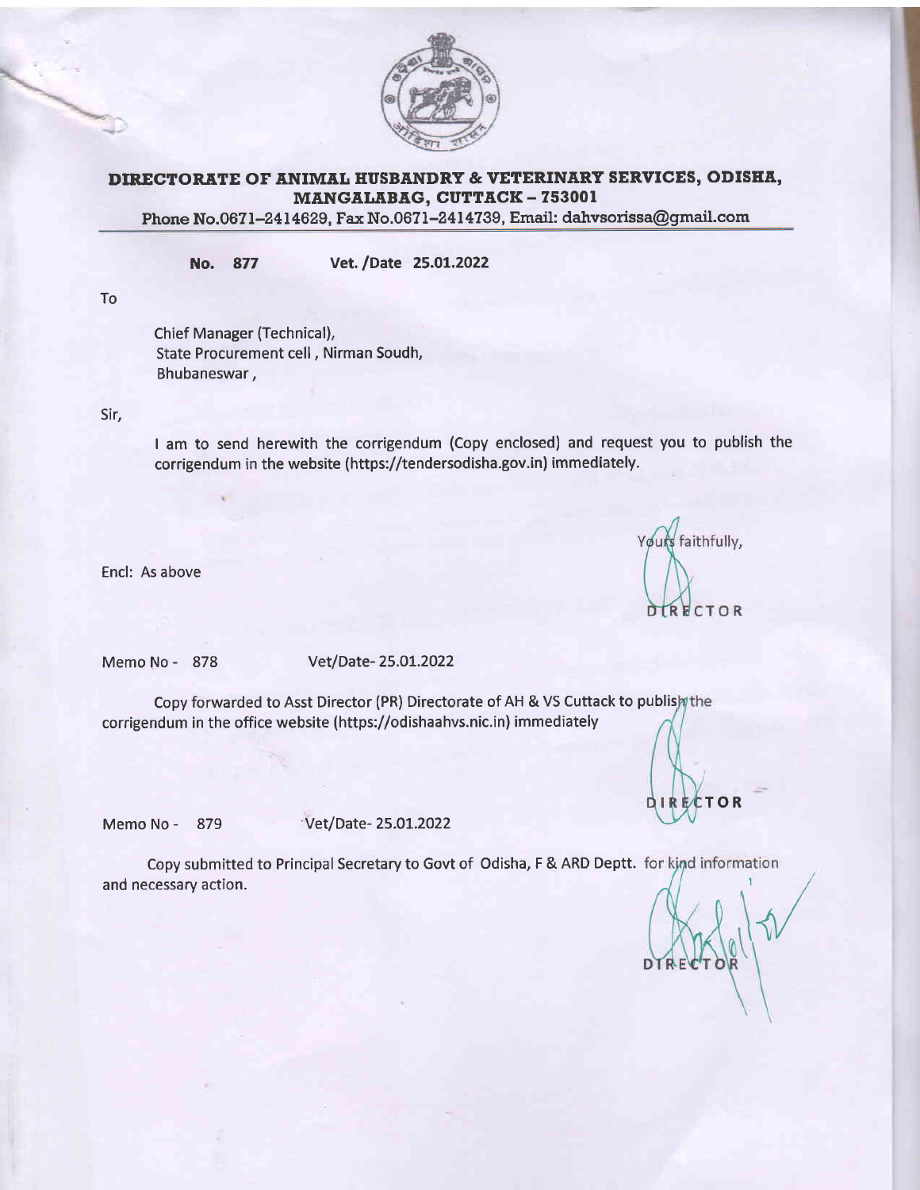## DIRECTORATE OF ANIMAL HUSBANDRY & VETERINARY SERVICES, ODISHA, MANGALABAG, CUTTACK – 753001

Phone No.0671–2414629, Fax No.0671–2414739, Email: dahvsorissa@gmail.com

**No. 877** **Vet. /Date 25.01.2022**

To

Chief Manager (Technical),
State Procurement cell , Nirman Soudh,
Bhubaneswar ,

Sir,

I am to send herewith the corrigendum (Copy enclosed) and request you to publish the corrigendum in the website (https://tendersodisha.gov.in) immediately.

Yours faithfully,

DIRECTOR

Encl: As above

Memo No - 878 Vet/Date- 25.01.2022

Copy forwarded to Asst Director (PR) Directorate of AH & VS Cuttack to publish the corrigendum in the office website (https://odishaahvs.nic.in) immediately

DIRECTOR

Memo No - 879 Vet/Date- 25.01.2022

Copy submitted to Principal Secretary to Govt of Odisha, F & ARD Deptt. for kind information and necessary action.

DIRECTOR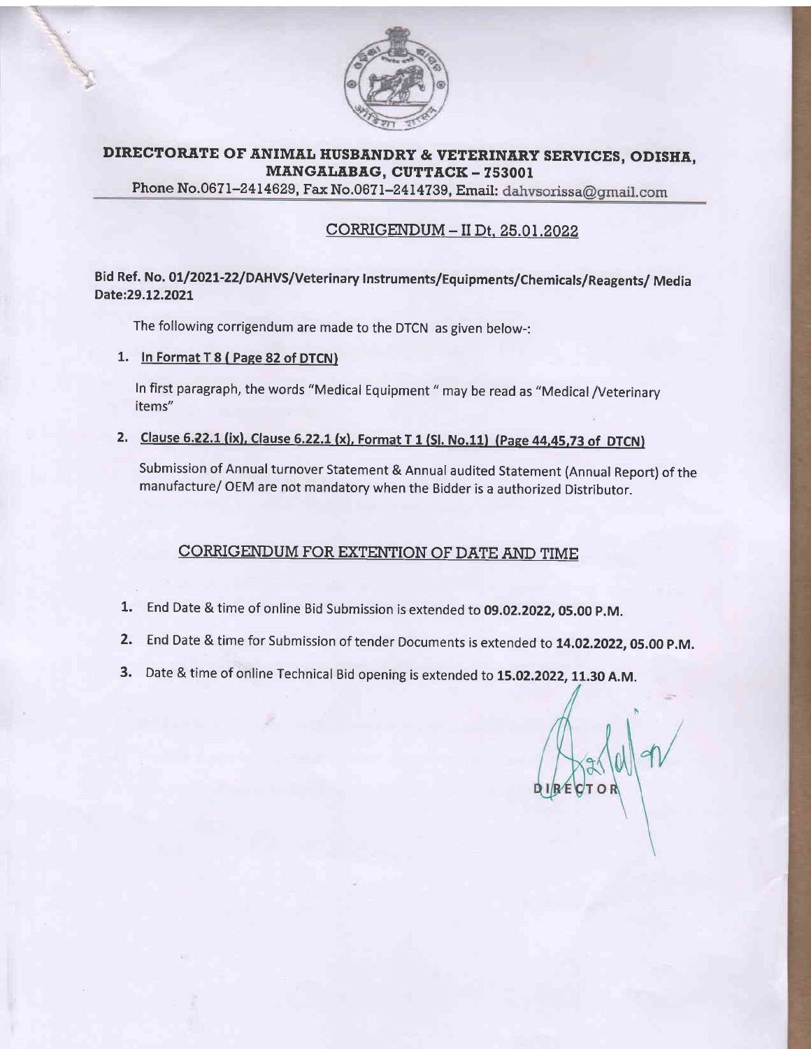# DIRECTORATE OF ANIMAL HUSBANDRY & VETERINARY SERVICES, ODISHA, MANGALABAG, CUTTACK – 753001

Phone No.0671–2414629, Fax No.0671–2414739, Email: dahvsorissa@gmail.com

## CORRIGENDUM – II Dt. 25.01.2022

**Bid Ref. No. 01/2021-22/DAHVS/Veterinary Instruments/Equipments/Chemicals/Reagents/ Media Date:29.12.2021**

The following corrigendum are made to the DTCN as given below-:

1. **In Format T 8 ( Page 82 of DTCN)**

   In first paragraph, the words "Medical Equipment " may be read as "Medical /Veterinary items"

2. **Clause 6.22.1 (ix), Clause 6.22.1 (x), Format T 1 (Sl. No.11) (Page 44,45,73 of DTCN)**

   Submission of Annual turnover Statement & Annual audited Statement (Annual Report) of the manufacture/ OEM are not mandatory when the Bidder is a authorized Distributor.

## CORRIGENDUM FOR EXTENTION OF DATE AND TIME

1. End Date & time of online Bid Submission is extended to **09.02.2022, 05.00 P.M.**
2. End Date & time for Submission of tender Documents is extended to **14.02.2022, 05.00 P.M.**
3. Date & time of online Technical Bid opening is extended to **15.02.2022, 11.30 A.M.**

DIRECTOR